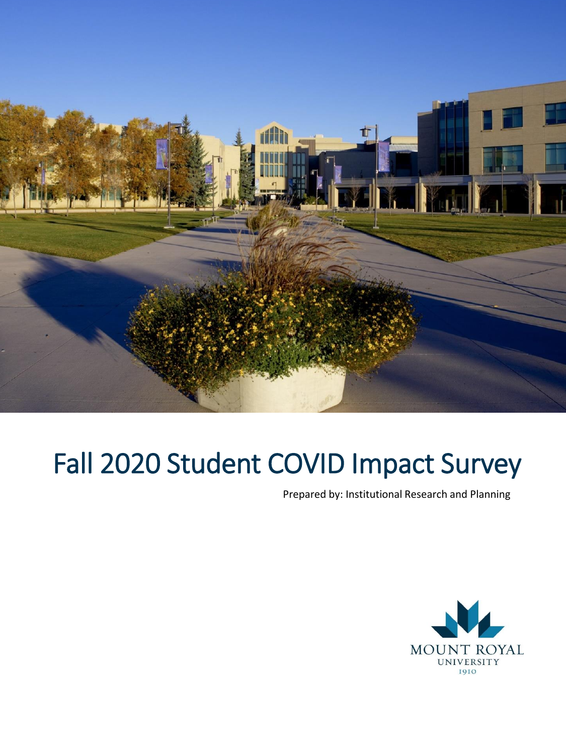# Fall 2020 Student COVID Impact Survey

Prepared by: Institutional Research and Planning

MOUNT ROYAL UNIVERSITY 1910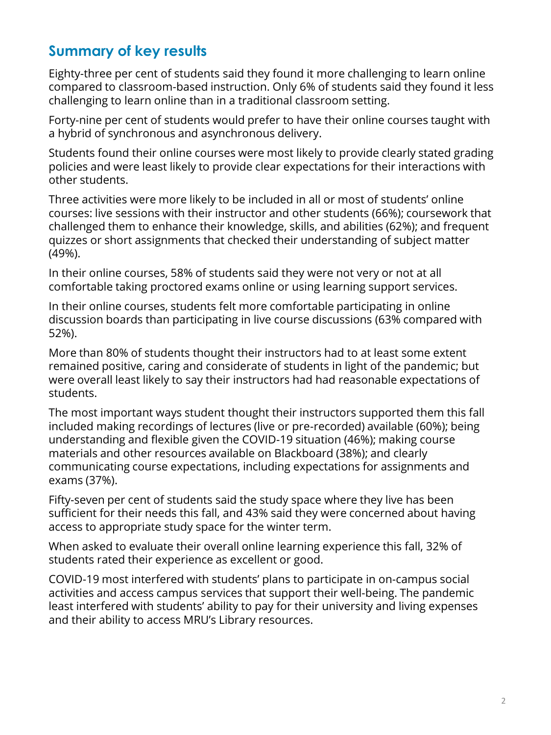## Summary of key results

Eighty-three per cent of students said they found it more challenging to learn online compared to classroom-based instruction. Only 6% of students said they found it less challenging to learn online than in a traditional classroom setting.

Forty-nine per cent of students would prefer to have their online courses taught with a hybrid of synchronous and asynchronous delivery.

Students found their online courses were most likely to provide clearly stated grading policies and were least likely to provide clear expectations for their interactions with other students.

Three activities were more likely to be included in all or most of students' online courses: live sessions with their instructor and other students (66%); coursework that challenged them to enhance their knowledge, skills, and abilities (62%); and frequent quizzes or short assignments that checked their understanding of subject matter (49%).

In their online courses, 58% of students said they were not very or not at all comfortable taking proctored exams online or using learning support services.

In their online courses, students felt more comfortable participating in online discussion boards than participating in live course discussions (63% compared with 52%).

More than 80% of students thought their instructors had to at least some extent remained positive, caring and considerate of students in light of the pandemic; but were overall least likely to say their instructors had had reasonable expectations of students.

The most important ways student thought their instructors supported them this fall included making recordings of lectures (live or pre-recorded) available (60%); being understanding and flexible given the COVID-19 situation (46%); making course materials and other resources available on Blackboard (38%); and clearly communicating course expectations, including expectations for assignments and exams (37%).

Fifty-seven per cent of students said the study space where they live has been sufficient for their needs this fall, and 43% said they were concerned about having access to appropriate study space for the winter term.

When asked to evaluate their overall online learning experience this fall, 32% of students rated their experience as excellent or good.

COVID-19 most interfered with students' plans to participate in on-campus social activities and access campus services that support their well-being. The pandemic least interfered with students' ability to pay for their university and living expenses and their ability to access MRU's Library resources.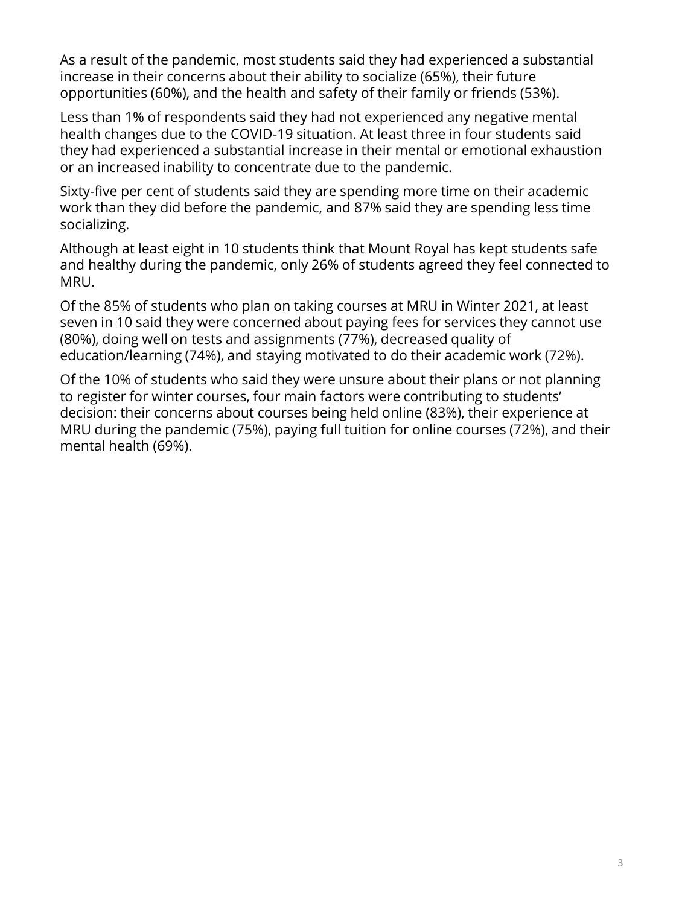As a result of the pandemic, most students said they had experienced a substantial increase in their concerns about their ability to socialize (65%), their future opportunities (60%), and the health and safety of their family or friends (53%).

Less than 1% of respondents said they had not experienced any negative mental health changes due to the COVID-19 situation. At least three in four students said they had experienced a substantial increase in their mental or emotional exhaustion or an increased inability to concentrate due to the pandemic.

Sixty-five per cent of students said they are spending more time on their academic work than they did before the pandemic, and 87% said they are spending less time socializing.

Although at least eight in 10 students think that Mount Royal has kept students safe and healthy during the pandemic, only 26% of students agreed they feel connected to MRU.

Of the 85% of students who plan on taking courses at MRU in Winter 2021, at least seven in 10 said they were concerned about paying fees for services they cannot use (80%), doing well on tests and assignments (77%), decreased quality of education/learning (74%), and staying motivated to do their academic work (72%).

Of the 10% of students who said they were unsure about their plans or not planning to register for winter courses, four main factors were contributing to students' decision: their concerns about courses being held online (83%), their experience at MRU during the pandemic (75%), paying full tuition for online courses (72%), and their mental health (69%).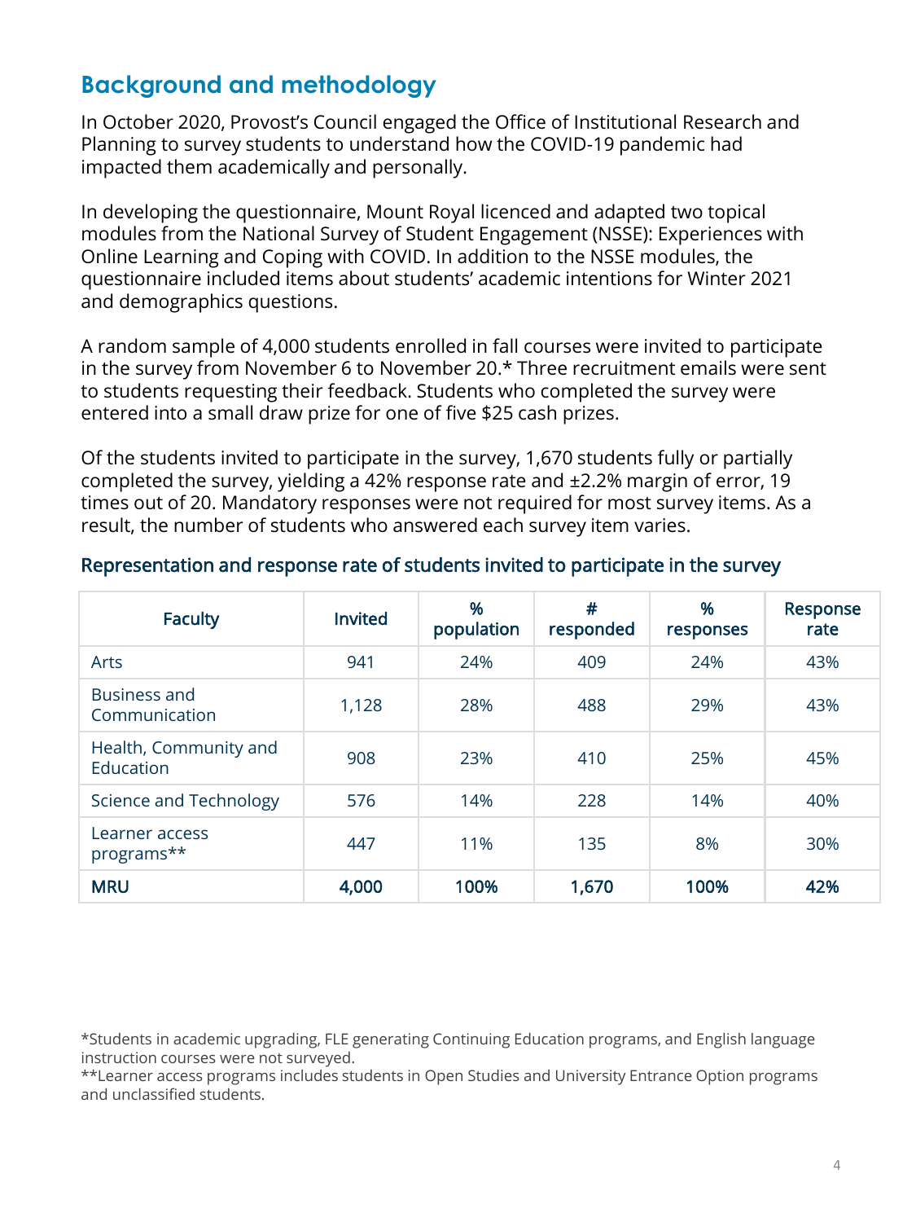## Background and methodology

In October 2020, Provost's Council engaged the Office of Institutional Research and Planning to survey students to understand how the COVID-19 pandemic had impacted them academically and personally.

In developing the questionnaire, Mount Royal licenced and adapted two topical modules from the National Survey of Student Engagement (NSSE): Experiences with Online Learning and Coping with COVID. In addition to the NSSE modules, the questionnaire included items about students' academic intentions for Winter 2021 and demographics questions.

A random sample of 4,000 students enrolled in fall courses were invited to participate in the survey from November 6 to November 20.* Three recruitment emails were sent to students requesting their feedback. Students who completed the survey were entered into a small draw prize for one of five $25 cash prizes.

Of the students invited to participate in the survey, 1,670 students fully or partially completed the survey, yielding a 42% response rate and ±2.2% margin of error, 19 times out of 20. Mandatory responses were not required for most survey items. As a result, the number of students who answered each survey item varies.

### Representation and response rate of students invited to participate in the survey

| Faculty | Invited | % population | # responded | % responses | Response rate |
|---|---|---|---|---|---|
| Arts | 941 | 24% | 409 | 24% | 43% |
| Business and Communication | 1,128 | 28% | 488 | 29% | 43% |
| Health, Community and Education | 908 | 23% | 410 | 25% | 45% |
| Science and Technology | 576 | 14% | 228 | 14% | 40% |
| Learner access programs** | 447 | 11% | 135 | 8% | 30% |
| **MRU** | **4,000** | **100%** | **1,670** | **100%** | **42%** |

*Students in academic upgrading, FLE generating Continuing Education programs, and English language instruction courses were not surveyed.

**Learner access programs includes students in Open Studies and University Entrance Option programs and unclassified students.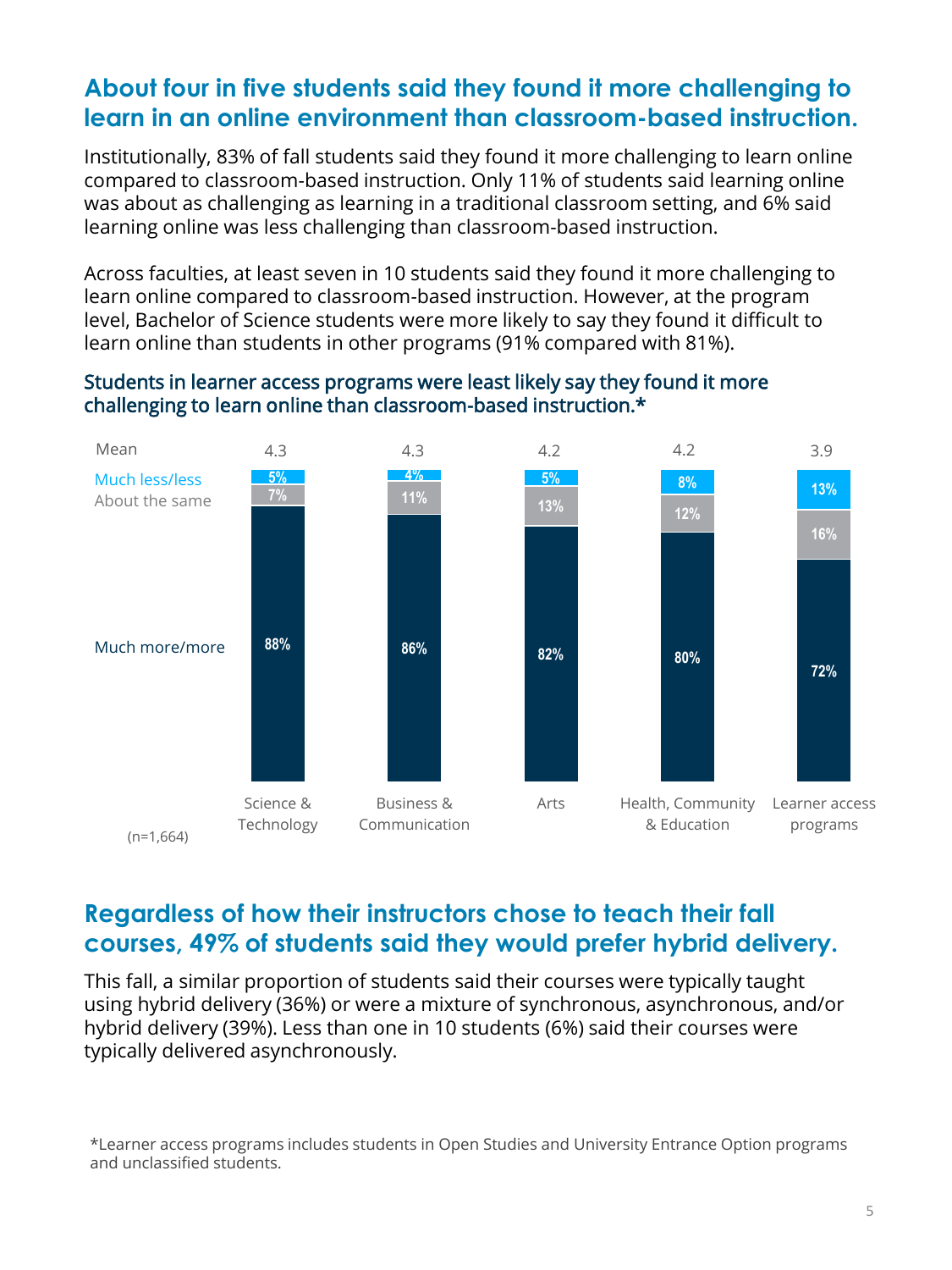## About four in five students said they found it more challenging to learn in an online environment than classroom-based instruction.

Institutionally, 83% of fall students said they found it more challenging to learn online compared to classroom-based instruction. Only 11% of students said learning online was about as challenging as learning in a traditional classroom setting, and 6% said learning online was less challenging than classroom-based instruction.

Across faculties, at least seven in 10 students said they found it more challenging to learn online compared to classroom-based instruction. However, at the program level, Bachelor of Science students were more likely to say they found it difficult to learn online than students in other programs (91% compared with 81%).

### Students in learner access programs were least likely say they found it more challenging to learn online than classroom-based instruction.*

| | Science & Technology | Business & Communication | Arts | Health, Community & Education | Learner access programs |
|---|---|---|---|---|---|
| Mean | 4.3 | 4.3 | 4.2 | 4.2 | 3.9 |
| Much less/less | 5% | 4% | 5% | 8% | 13% |
| About the same | 7% | 11% | 13% | 12% | 16% |
| Much more/more | 88% | 86% | 82% | 80% | 72% |

(n=1,664)

## Regardless of how their instructors chose to teach their fall courses, 49% of students said they would prefer hybrid delivery.

This fall, a similar proportion of students said their courses were typically taught using hybrid delivery (36%) or were a mixture of synchronous, asynchronous, and/or hybrid delivery (39%). Less than one in 10 students (6%) said their courses were typically delivered asynchronously.

*Learner access programs includes students in Open Studies and University Entrance Option programs and unclassified students.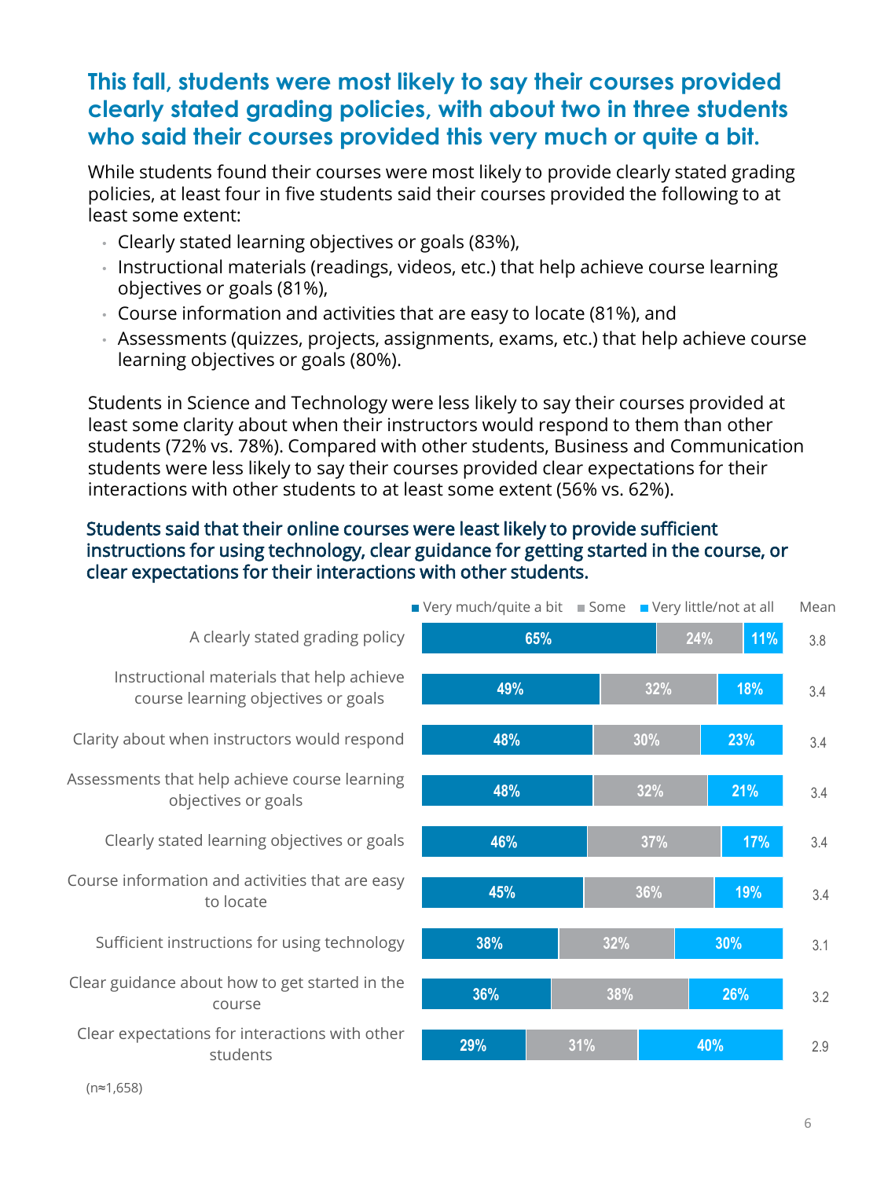## This fall, students were most likely to say their courses provided clearly stated grading policies, with about two in three students who said their courses provided this very much or quite a bit.

While students found their courses were most likely to provide clearly stated grading policies, at least four in five students said their courses provided the following to at least some extent:

- Clearly stated learning objectives or goals (83%),
- Instructional materials (readings, videos, etc.) that help achieve course learning objectives or goals (81%),
- Course information and activities that are easy to locate (81%), and
- Assessments (quizzes, projects, assignments, exams, etc.) that help achieve course learning objectives or goals (80%).

Students in Science and Technology were less likely to say their courses provided at least some clarity about when their instructors would respond to them than other students (72% vs. 78%). Compared with other students, Business and Communication students were less likely to say their courses provided clear expectations for their interactions with other students to at least some extent (56% vs. 62%).

### Students said that their online courses were least likely to provide sufficient instructions for using technology, clear guidance for getting started in the course, or clear expectations for their interactions with other students.

| | Very much/quite a bit | Some | Very little/not at all | Mean |
|---|---|---|---|---|
| A clearly stated grading policy | 65% | 24% | 11% | 3.8 |
| Instructional materials that help achieve course learning objectives or goals | 49% | 32% | 18% | 3.4 |
| Clarity about when instructors would respond | 48% | 30% | 23% | 3.4 |
| Assessments that help achieve course learning objectives or goals | 48% | 32% | 21% | 3.4 |
| Clearly stated learning objectives or goals | 46% | 37% | 17% | 3.4 |
| Course information and activities that are easy to locate | 45% | 36% | 19% | 3.4 |
| Sufficient instructions for using technology | 38% | 32% | 30% | 3.1 |
| Clear guidance about how to get started in the course | 36% | 38% | 26% | 3.2 |
| Clear expectations for interactions with other students | 29% | 31% | 40% | 2.9 |

(n≈1,658)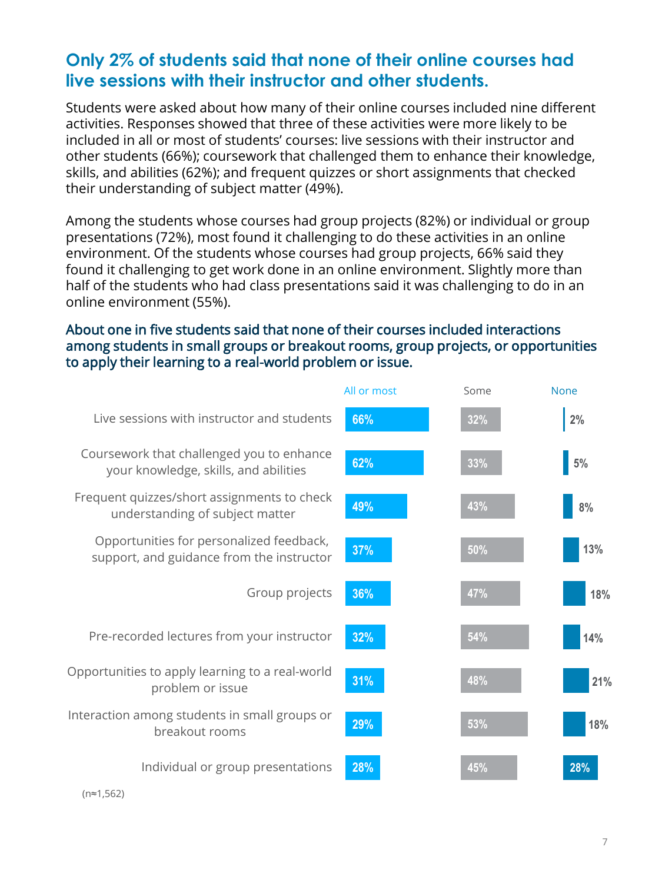## Only 2% of students said that none of their online courses had live sessions with their instructor and other students.

Students were asked about how many of their online courses included nine different activities. Responses showed that three of these activities were more likely to be included in all or most of students' courses: live sessions with their instructor and other students (66%); coursework that challenged them to enhance their knowledge, skills, and abilities (62%); and frequent quizzes or short assignments that checked their understanding of subject matter (49%).

Among the students whose courses had group projects (82%) or individual or group presentations (72%), most found it challenging to do these activities in an online environment. Of the students whose courses had group projects, 66% said they found it challenging to get work done in an online environment. Slightly more than half of the students who had class presentations said it was challenging to do in an online environment (55%).

### About one in five students said that none of their courses included interactions among students in small groups or breakout rooms, group projects, or opportunities to apply their learning to a real-world problem or issue.

| | All or most | Some | None |
|---|---|---|---|
| Live sessions with instructor and students | 66% | 32% | 2% |
| Coursework that challenged you to enhance your knowledge, skills, and abilities | 62% | 33% | 5% |
| Frequent quizzes/short assignments to check understanding of subject matter | 49% | 43% | 8% |
| Opportunities for personalized feedback, support, and guidance from the instructor | 37% | 50% | 13% |
| Group projects | 36% | 47% | 18% |
| Pre-recorded lectures from your instructor | 32% | 54% | 14% |
| Opportunities to apply learning to a real-world problem or issue | 31% | 48% | 21% |
| Interaction among students in small groups or breakout rooms | 29% | 53% | 18% |
| Individual or group presentations | 28% | 45% | 28% |

(n≈1,562)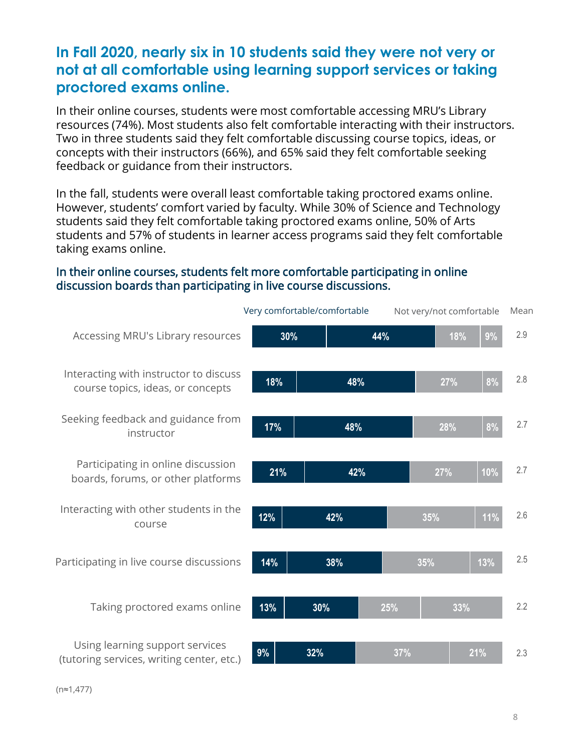## In Fall 2020, nearly six in 10 students said they were not very or not at all comfortable using learning support services or taking proctored exams online.

In their online courses, students were most comfortable accessing MRU's Library resources (74%). Most students also felt comfortable interacting with their instructors. Two in three students said they felt comfortable discussing course topics, ideas, or concepts with their instructors (66%), and 65% said they felt comfortable seeking feedback or guidance from their instructors.

In the fall, students were overall least comfortable taking proctored exams online. However, students' comfort varied by faculty. While 30% of Science and Technology students said they felt comfortable taking proctored exams online, 50% of Arts students and 57% of students in learner access programs said they felt comfortable taking exams online.

### In their online courses, students felt more comfortable participating in online discussion boards than participating in live course discussions.

| | Very comfortable | Comfortable | Not very comfortable | Not comfortable | Mean |
|---|---|---|---|---|---|
| Accessing MRU's Library resources | 30% | 44% | 18% | 9% | 2.9 |
| Interacting with instructor to discuss course topics, ideas, or concepts | 18% | 48% | 27% | 8% | 2.8 |
| Seeking feedback and guidance from instructor | 17% | 48% | 28% | 8% | 2.7 |
| Participating in online discussion boards, forums, or other platforms | 21% | 42% | 27% | 10% | 2.7 |
| Interacting with other students in the course | 12% | 42% | 35% | 11% | 2.6 |
| Participating in live course discussions | 14% | 38% | 35% | 13% | 2.5 |
| Taking proctored exams online | 13% | 30% | 25% | 33% | 2.2 |
| Using learning support services (tutoring services, writing center, etc.) | 9% | 32% | 37% | 21% | 2.3 |

(n≈1,477)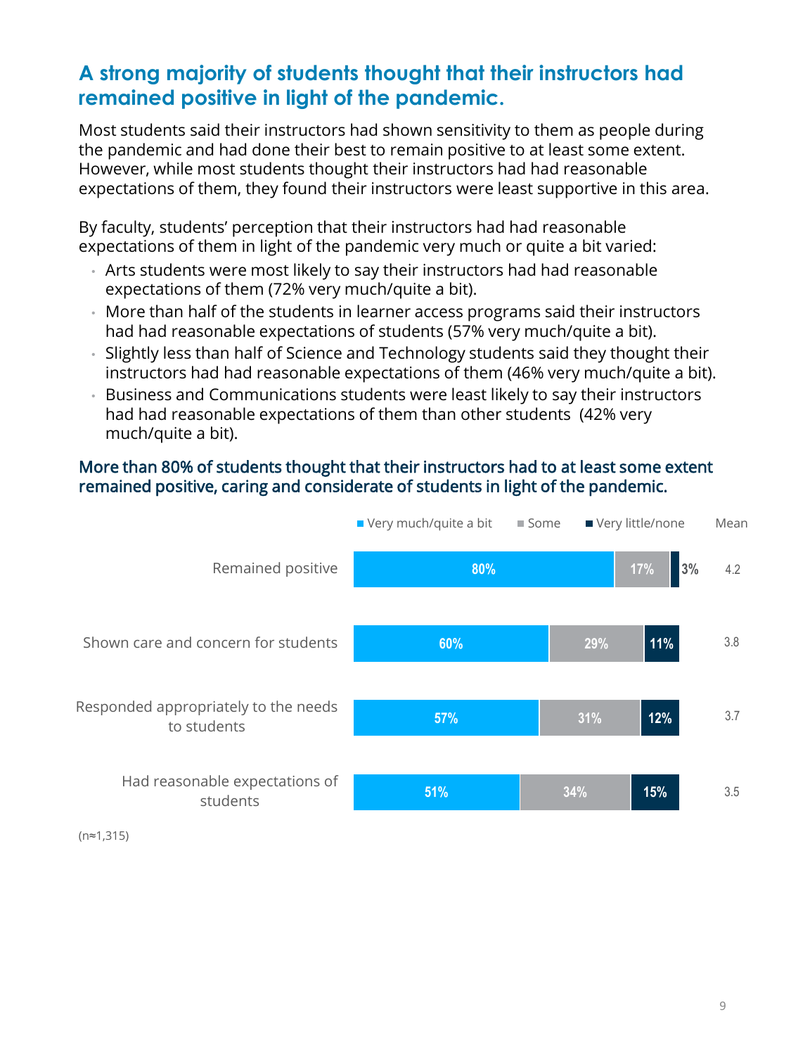## A strong majority of students thought that their instructors had remained positive in light of the pandemic.

Most students said their instructors had shown sensitivity to them as people during the pandemic and had done their best to remain positive to at least some extent. However, while most students thought their instructors had had reasonable expectations of them, they found their instructors were least supportive in this area.

By faculty, students' perception that their instructors had had reasonable expectations of them in light of the pandemic very much or quite a bit varied:

- Arts students were most likely to say their instructors had had reasonable expectations of them (72% very much/quite a bit).
- More than half of the students in learner access programs said their instructors had had reasonable expectations of students (57% very much/quite a bit).
- Slightly less than half of Science and Technology students said they thought their instructors had had reasonable expectations of them (46% very much/quite a bit).
- Business and Communications students were least likely to say their instructors had had reasonable expectations of them than other students (42% very much/quite a bit).

### More than 80% of students thought that their instructors had to at least some extent remained positive, caring and considerate of students in light of the pandemic.

| | Very much/quite a bit | Some | Very little/none | Mean |
|---|---|---|---|---|
| Remained positive | 80% | 17% | 3% | 4.2 |
| Shown care and concern for students | 60% | 29% | 11% | 3.8 |
| Responded appropriately to the needs to students | 57% | 31% | 12% | 3.7 |
| Had reasonable expectations of students | 51% | 34% | 15% | 3.5 |

(n≈1,315)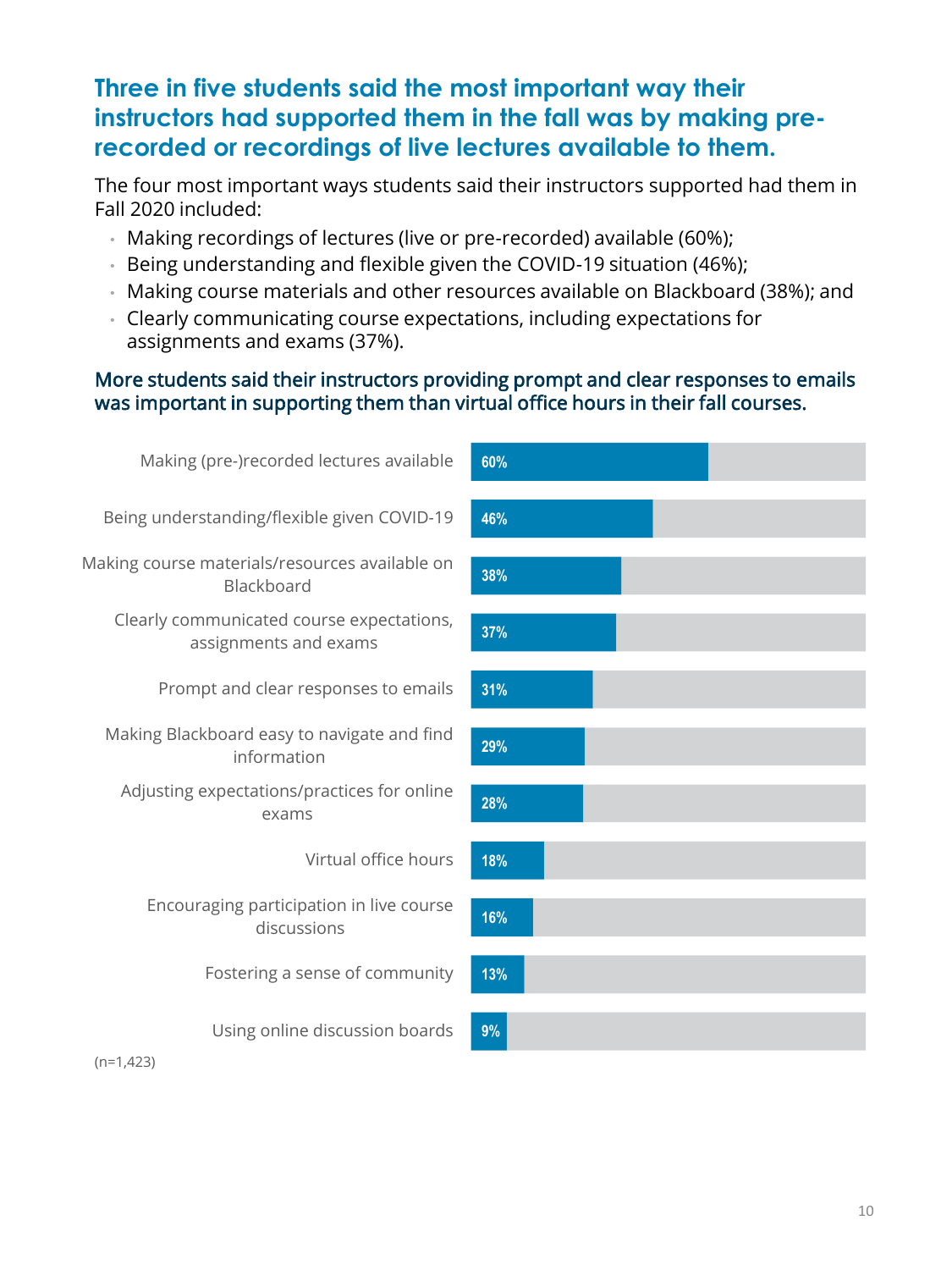## Three in five students said the most important way their instructors had supported them in the fall was by making pre-recorded or recordings of live lectures available to them.

The four most important ways students said their instructors supported had them in Fall 2020 included:

- Making recordings of lectures (live or pre-recorded) available (60%);
- Being understanding and flexible given the COVID-19 situation (46%);
- Making course materials and other resources available on Blackboard (38%); and
- Clearly communicating course expectations, including expectations for assignments and exams (37%).

### More students said their instructors providing prompt and clear responses to emails was important in supporting them than virtual office hours in their fall courses.

| Way instructors supported students | % |
|---|---|
| Making (pre-)recorded lectures available | 60% |
| Being understanding/flexible given COVID-19 | 46% |
| Making course materials/resources available on Blackboard | 38% |
| Clearly communicated course expectations, assignments and exams | 37% |
| Prompt and clear responses to emails | 31% |
| Making Blackboard easy to navigate and find information | 29% |
| Adjusting expectations/practices for online exams | 28% |
| Virtual office hours | 18% |
| Encouraging participation in live course discussions | 16% |
| Fostering a sense of community | 13% |
| Using online discussion boards | 9% |

(n=1,423)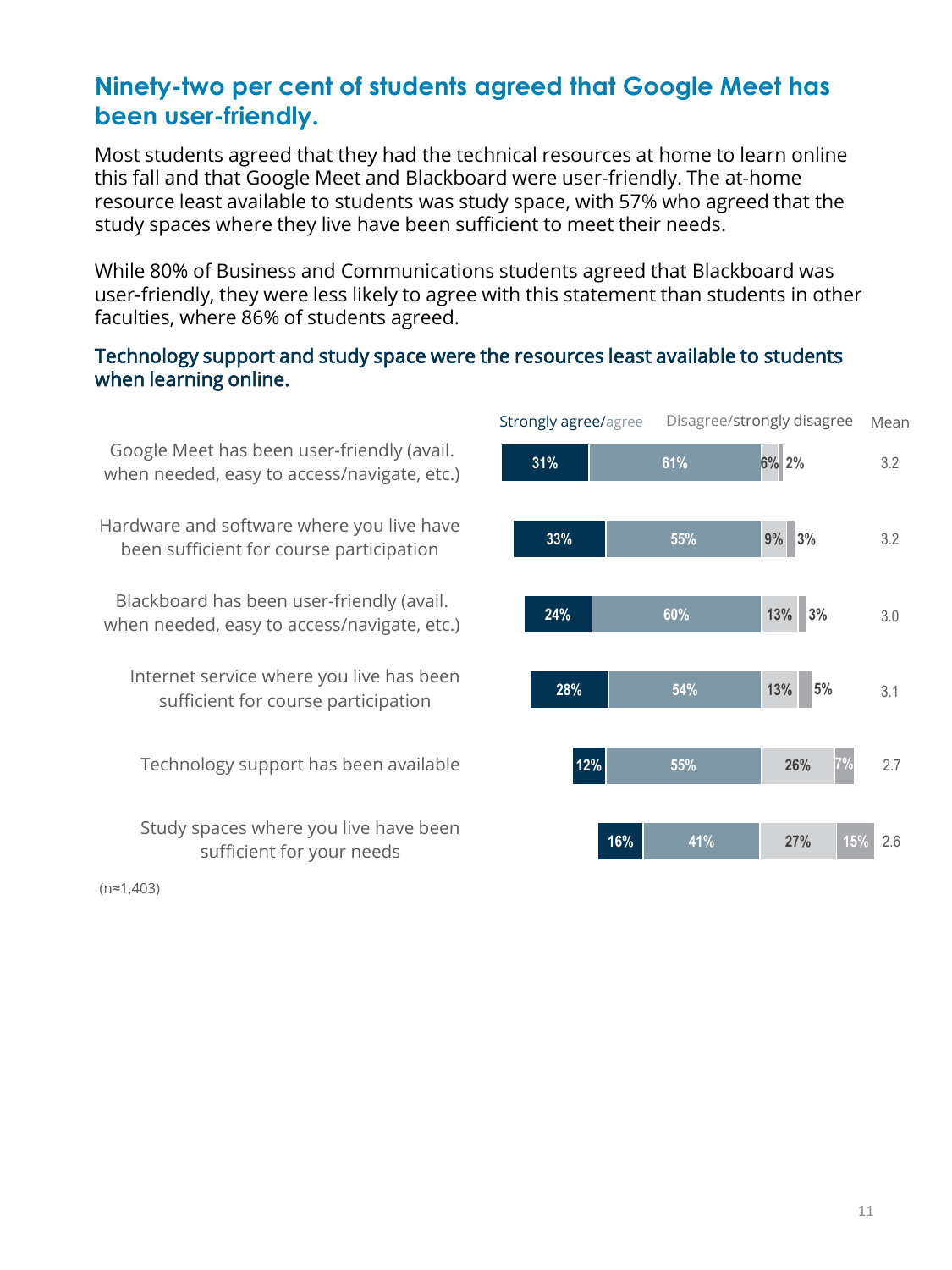## Ninety-two per cent of students agreed that Google Meet has been user-friendly.

Most students agreed that they had the technical resources at home to learn online this fall and that Google Meet and Blackboard were user-friendly. The at-home resource least available to students was study space, with 57% who agreed that the study spaces where they live have been sufficient to meet their needs.

While 80% of Business and Communications students agreed that Blackboard was user-friendly, they were less likely to agree with this statement than students in other faculties, where 86% of students agreed.

### Technology support and study space were the resources least available to students when learning online.

| | Strongly agree | Agree | Disagree | Strongly disagree | Mean |
|---|---|---|---|---|---|
| Google Meet has been user-friendly (avail. when needed, easy to access/navigate, etc.) | 31% | 61% | 6% | 2% | 3.2 |
| Hardware and software where you live have been sufficient for course participation | 33% | 55% | 9% | 3% | 3.2 |
| Blackboard has been user-friendly (avail. when needed, easy to access/navigate, etc.) | 24% | 60% | 13% | 3% | 3.0 |
| Internet service where you live has been sufficient for course participation | 28% | 54% | 13% | 5% | 3.1 |
| Technology support has been available | 12% | 55% | 26% | 7% | 2.7 |
| Study spaces where you live have been sufficient for your needs | 16% | 41% | 27% | 15% | 2.6 |

(n≈1,403)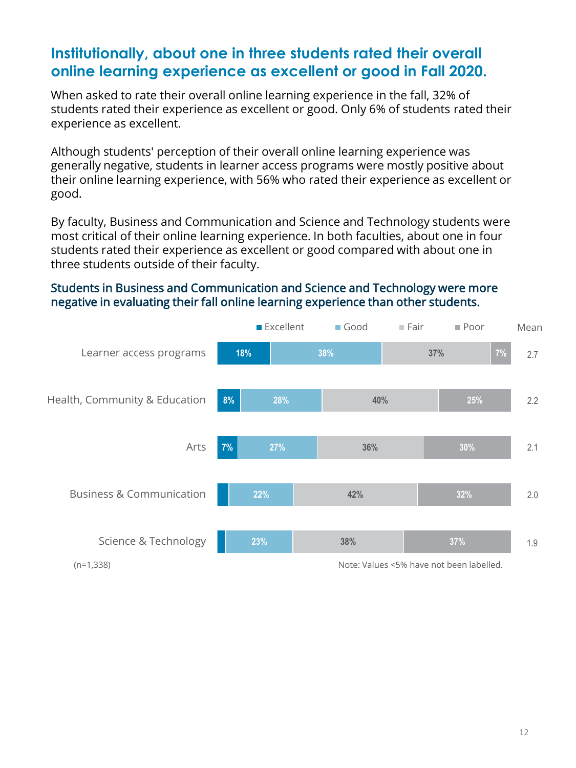## Institutionally, about one in three students rated their overall online learning experience as excellent or good in Fall 2020.

When asked to rate their overall online learning experience in the fall, 32% of students rated their experience as excellent or good. Only 6% of students rated their experience as excellent.

Although students' perception of their overall online learning experience was generally negative, students in learner access programs were mostly positive about their online learning experience, with 56% who rated their experience as excellent or good.

By faculty, Business and Communication and Science and Technology students were most critical of their online learning experience. In both faculties, about one in four students rated their experience as excellent or good compared with about one in three students outside of their faculty.

### Students in Business and Communication and Science and Technology were more negative in evaluating their fall online learning experience than other students.

| | Excellent | Good | Fair | Poor | Mean |
|---|---|---|---|---|---|
| Learner access programs | 18% | 38% | 37% | 7% | 2.7 |
| Health, Community & Education | 8% | 28% | 40% | 25% | 2.2 |
| Arts | 7% | 27% | 36% | 30% | 2.1 |
| Business & Communication | | 22% | 42% | 32% | 2.0 |
| Science & Technology | | 23% | 38% | 37% | 1.9 |

(n=1,338)

Note: Values <5% have not been labelled.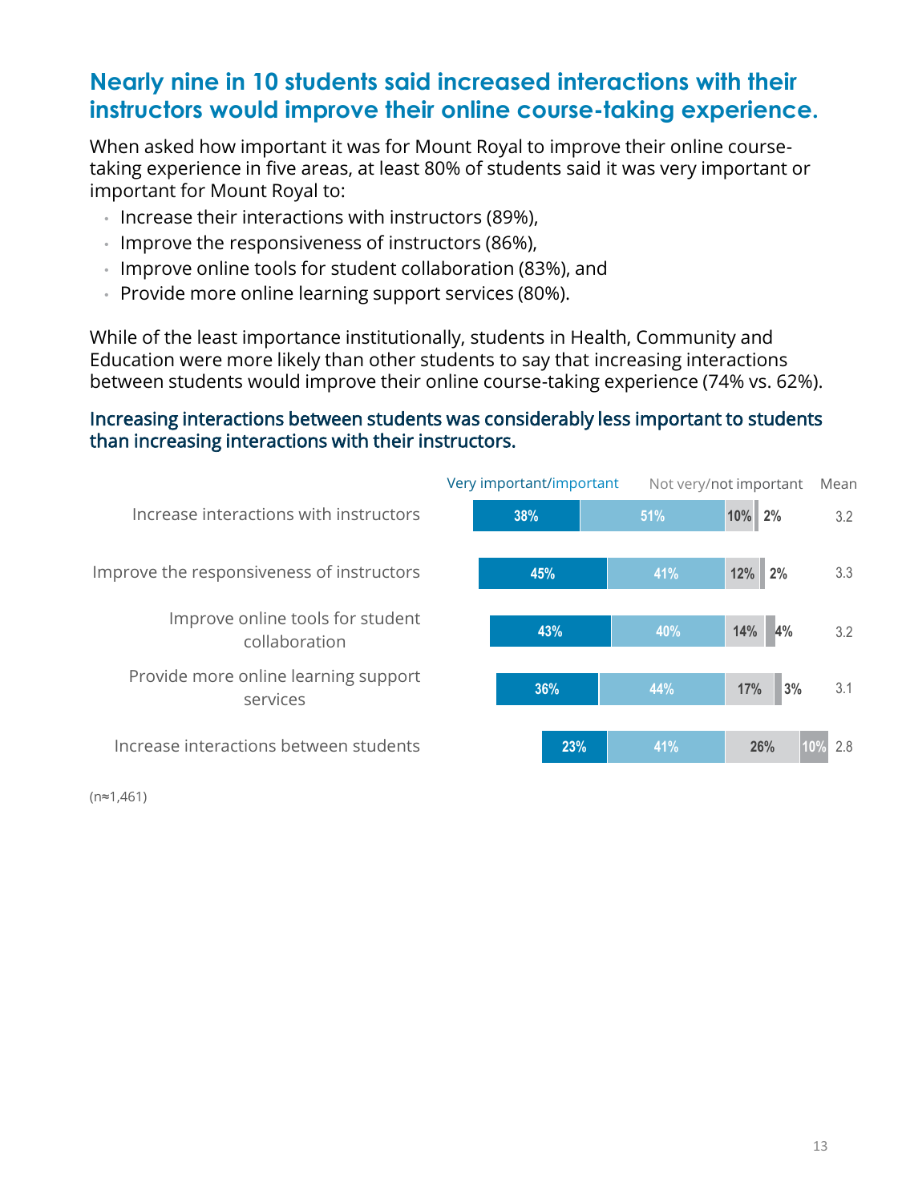## Nearly nine in 10 students said increased interactions with their instructors would improve their online course-taking experience.

When asked how important it was for Mount Royal to improve their online course-taking experience in five areas, at least 80% of students said it was very important or important for Mount Royal to:

- Increase their interactions with instructors (89%),
- Improve the responsiveness of instructors (86%),
- Improve online tools for student collaboration (83%), and
- Provide more online learning support services (80%).

While of the least importance institutionally, students in Health, Community and Education were more likely than other students to say that increasing interactions between students would improve their online course-taking experience (74% vs. 62%).

### Increasing interactions between students was considerably less important to students than increasing interactions with their instructors.

| | Very important | Important | Not very important | Not important | Mean |
|---|---|---|---|---|---|
| Increase interactions with instructors | 38% | 51% | 10% | 2% | 3.2 |
| Improve the responsiveness of instructors | 45% | 41% | 12% | 2% | 3.3 |
| Improve online tools for student collaboration | 43% | 40% | 14% | 4% | 3.2 |
| Provide more online learning support services | 36% | 44% | 17% | 3% | 3.1 |
| Increase interactions between students | 23% | 41% | 26% | 10% | 2.8 |

(n≈1,461)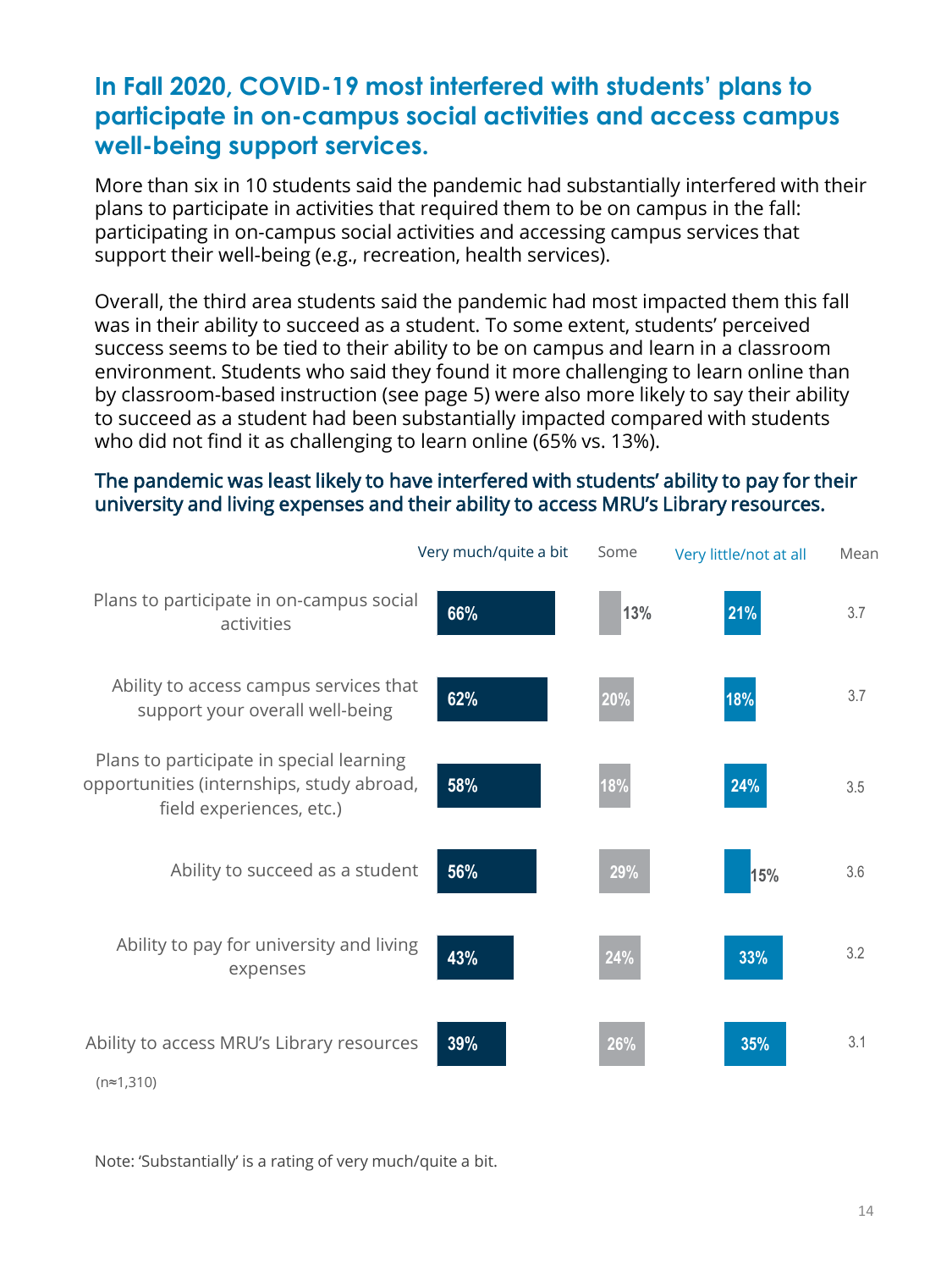## In Fall 2020, COVID-19 most interfered with students' plans to participate in on-campus social activities and access campus well-being support services.

More than six in 10 students said the pandemic had substantially interfered with their plans to participate in activities that required them to be on campus in the fall: participating in on-campus social activities and accessing campus services that support their well-being (e.g., recreation, health services).

Overall, the third area students said the pandemic had most impacted them this fall was in their ability to succeed as a student. To some extent, students' perceived success seems to be tied to their ability to be on campus and learn in a classroom environment. Students who said they found it more challenging to learn online than by classroom-based instruction (see page 5) were also more likely to say their ability to succeed as a student had been substantially impacted compared with students who did not find it as challenging to learn online (65% vs. 13%).

### The pandemic was least likely to have interfered with students' ability to pay for their university and living expenses and their ability to access MRU's Library resources.

| | Very much/quite a bit | Some | Very little/not at all | Mean |
|---|---|---|---|---|
| Plans to participate in on-campus social activities | 66% | 13% | 21% | 3.7 |
| Ability to access campus services that support your overall well-being | 62% | 20% | 18% | 3.7 |
| Plans to participate in special learning opportunities (internships, study abroad, field experiences, etc.) | 58% | 18% | 24% | 3.5 |
| Ability to succeed as a student | 56% | 29% | 15% | 3.6 |
| Ability to pay for university and living expenses | 43% | 24% | 33% | 3.2 |
| Ability to access MRU's Library resources | 39% | 26% | 35% | 3.1 |

(n≈1,310)

Note: 'Substantially' is a rating of very much/quite a bit.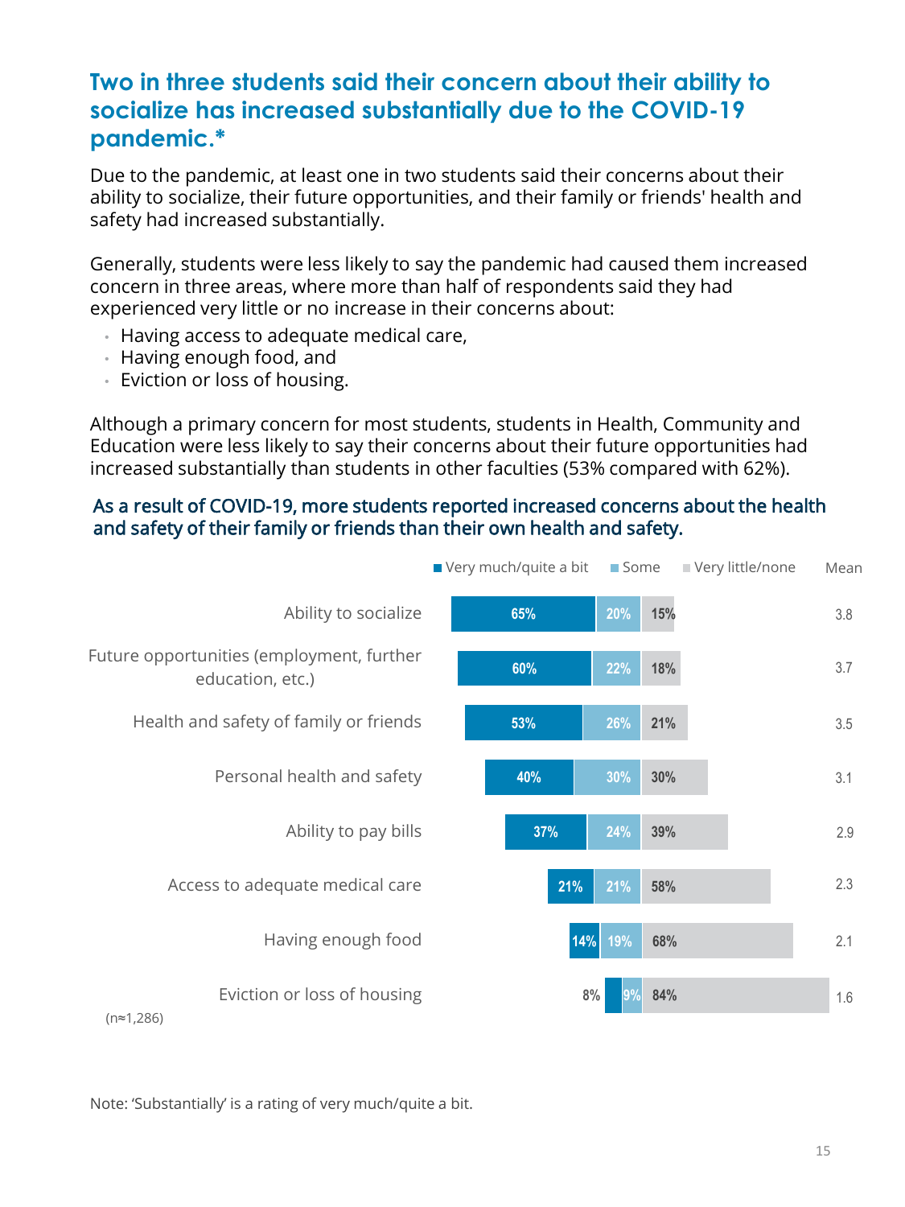## Two in three students said their concern about their ability to socialize has increased substantially due to the COVID-19 pandemic.*

Due to the pandemic, at least one in two students said their concerns about their ability to socialize, their future opportunities, and their family or friends' health and safety had increased substantially.

Generally, students were less likely to say the pandemic had caused them increased concern in three areas, where more than half of respondents said they had experienced very little or no increase in their concerns about:

- Having access to adequate medical care,
- Having enough food, and
- Eviction or loss of housing.

Although a primary concern for most students, students in Health, Community and Education were less likely to say their concerns about their future opportunities had increased substantially than students in other faculties (53% compared with 62%).

### As a result of COVID-19, more students reported increased concerns about the health and safety of their family or friends than their own health and safety.

| | Very much/quite a bit | Some | Very little/none | Mean |
|---|---|---|---|---|
| Ability to socialize | 65% | 20% | 15% | 3.8 |
| Future opportunities (employment, further education, etc.) | 60% | 22% | 18% | 3.7 |
| Health and safety of family or friends | 53% | 26% | 21% | 3.5 |
| Personal health and safety | 40% | 30% | 30% | 3.1 |
| Ability to pay bills | 37% | 24% | 39% | 2.9 |
| Access to adequate medical care | 21% | 21% | 58% | 2.3 |
| Having enough food | 14% | 19% | 68% | 2.1 |
| Eviction or loss of housing | 8% | 9% | 84% | 1.6 |

(n≈1,286)

Note: 'Substantially' is a rating of very much/quite a bit.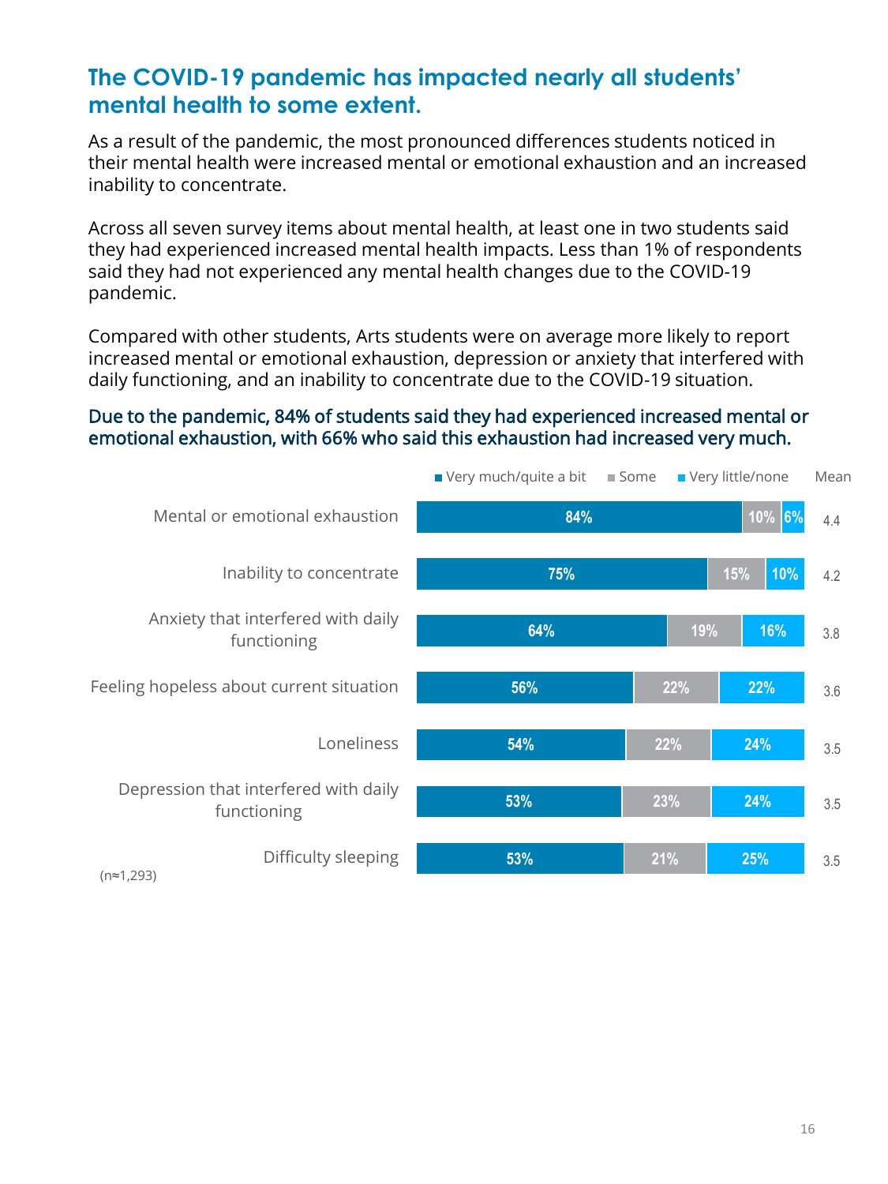## The COVID-19 pandemic has impacted nearly all students' mental health to some extent.

As a result of the pandemic, the most pronounced differences students noticed in their mental health were increased mental or emotional exhaustion and an increased inability to concentrate.

Across all seven survey items about mental health, at least one in two students said they had experienced increased mental health impacts. Less than 1% of respondents said they had not experienced any mental health changes due to the COVID-19 pandemic.

Compared with other students, Arts students were on average more likely to report increased mental or emotional exhaustion, depression or anxiety that interfered with daily functioning, and an inability to concentrate due to the COVID-19 situation.

### Due to the pandemic, 84% of students said they had experienced increased mental or emotional exhaustion, with 66% who said this exhaustion had increased very much.

| | Very much/quite a bit | Some | Very little/none | Mean |
|---|---|---|---|---|
| Mental or emotional exhaustion | 84% | 10% | 6% | 4.4 |
| Inability to concentrate | 75% | 15% | 10% | 4.2 |
| Anxiety that interfered with daily functioning | 64% | 19% | 16% | 3.8 |
| Feeling hopeless about current situation | 56% | 22% | 22% | 3.6 |
| Loneliness | 54% | 22% | 24% | 3.5 |
| Depression that interfered with daily functioning | 53% | 23% | 24% | 3.5 |
| Difficulty sleeping | 53% | 21% | 25% | 3.5 |

(n≈1,293)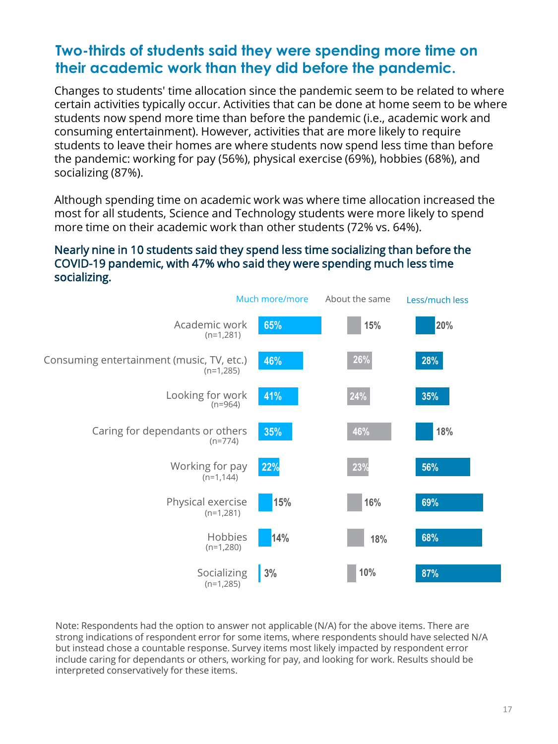## Two-thirds of students said they were spending more time on their academic work than they did before the pandemic.

Changes to students' time allocation since the pandemic seem to be related to where certain activities typically occur. Activities that can be done at home seem to be where students now spend more time than before the pandemic (i.e., academic work and consuming entertainment). However, activities that are more likely to require students to leave their homes are where students now spend less time than before the pandemic: working for pay (56%), physical exercise (69%), hobbies (68%), and socializing (87%).

Although spending time on academic work was where time allocation increased the most for all students, Science and Technology students were more likely to spend more time on their academic work than other students (72% vs. 64%).

### Nearly nine in 10 students said they spend less time socializing than before the COVID-19 pandemic, with 47% who said they were spending much less time socializing.

| | Much more/more | About the same | Less/much less |
|---|---|---|---|
| Academic work (n=1,281) | 65% | 15% | 20% |
| Consuming entertainment (music, TV, etc.) (n=1,285) | 46% | 26% | 28% |
| Looking for work (n=964) | 41% | 24% | 35% |
| Caring for dependants or others (n=774) | 35% | 46% | 18% |
| Working for pay (n=1,144) | 22% | 23% | 56% |
| Physical exercise (n=1,281) | 15% | 16% | 69% |
| Hobbies (n=1,280) | 14% | 18% | 68% |
| Socializing (n=1,285) | 3% | 10% | 87% |

Note: Respondents had the option to answer not applicable (N/A) for the above items. There are strong indications of respondent error for some items, where respondents should have selected N/A but instead chose a countable response. Survey items most likely impacted by respondent error include caring for dependants or others, working for pay, and looking for work. Results should be interpreted conservatively for these items.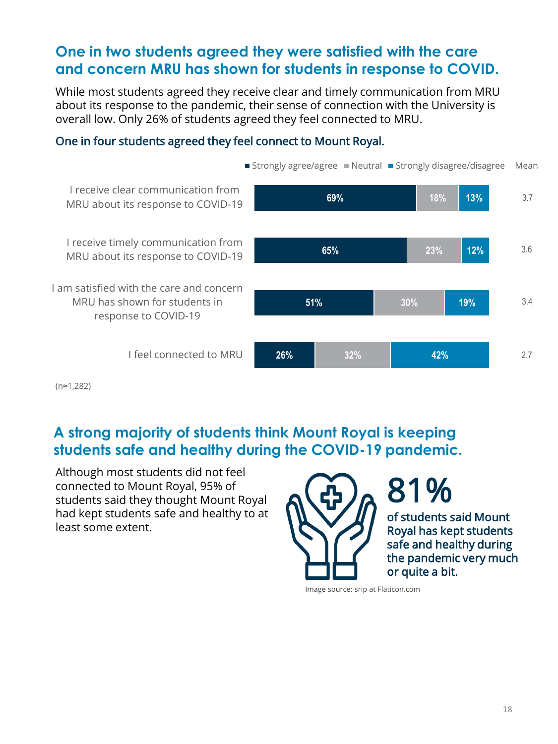## One in two students agreed they were satisfied with the care and concern MRU has shown for students in response to COVID.

While most students agreed they receive clear and timely communication from MRU about its response to the pandemic, their sense of connection with the University is overall low. Only 26% of students agreed they feel connected to MRU.

### One in four students agreed they feel connect to Mount Royal.

| | Strongly agree/agree | Neutral | Strongly disagree/disagree | Mean |
|---|---|---|---|---|
| I receive clear communication from MRU about its response to COVID-19 | 69% | 18% | 13% | 3.7 |
| I receive timely communication from MRU about its response to COVID-19 | 65% | 23% | 12% | 3.6 |
| I am satisfied with the care and concern MRU has shown for students in response to COVID-19 | 51% | 30% | 19% | 3.4 |
| I feel connected to MRU | 26% | 32% | 42% | 2.7 |

(n≈1,282)

## A strong majority of students think Mount Royal is keeping students safe and healthy during the COVID-19 pandemic.

Although most students did not feel connected to Mount Royal, 95% of students said they thought Mount Royal had kept students safe and healthy to at least some extent.

**81%**

of students said Mount Royal has kept students safe and healthy during the pandemic very much or quite a bit.

Image source: srip at Flaticon.com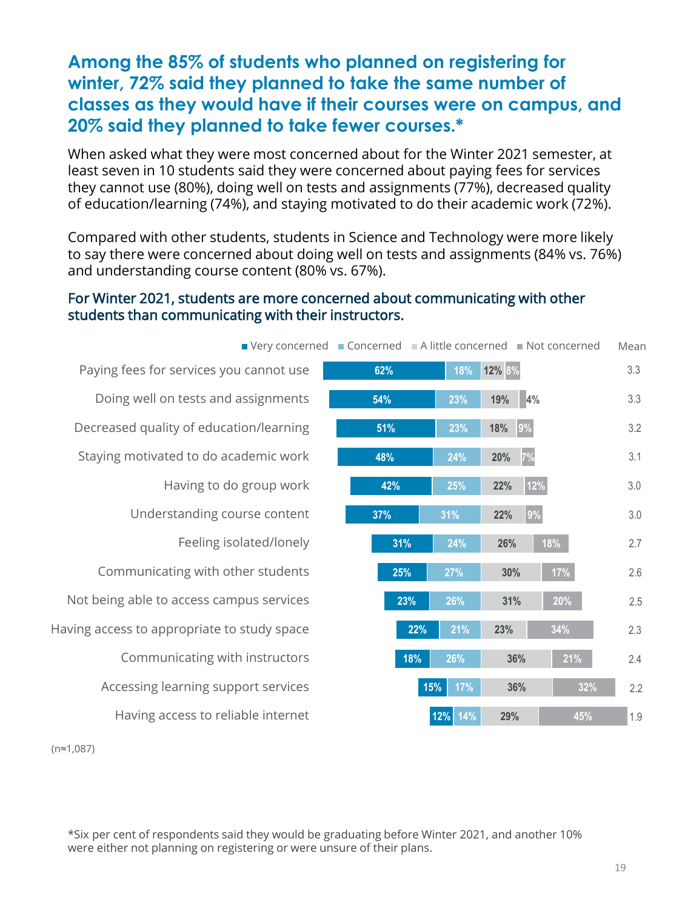## Among the 85% of students who planned on registering for winter, 72% said they planned to take the same number of classes as they would have if their courses were on campus, and 20% said they planned to take fewer courses.*

When asked what they were most concerned about for the Winter 2021 semester, at least seven in 10 students said they were concerned about paying fees for services they cannot use (80%), doing well on tests and assignments (77%), decreased quality of education/learning (74%), and staying motivated to do their academic work (72%).

Compared with other students, students in Science and Technology were more likely to say there were concerned about doing well on tests and assignments (84% vs. 76%) and understanding course content (80% vs. 67%).

### For Winter 2021, students are more concerned about communicating with other students than communicating with their instructors.

| | Very concerned | Concerned | A little concerned | Not concerned | Mean |
|---|---|---|---|---|---|
| Paying fees for services you cannot use | 62% | 18% | 12% | 8% | 3.3 |
| Doing well on tests and assignments | 54% | 23% | 19% | 4% | 3.3 |
| Decreased quality of education/learning | 51% | 23% | 18% | 9% | 3.2 |
| Staying motivated to do academic work | 48% | 24% | 20% | 7% | 3.1 |
| Having to do group work | 42% | 25% | 22% | 12% | 3.0 |
| Understanding course content | 37% | 31% | 22% | 9% | 3.0 |
| Feeling isolated/lonely | 31% | 24% | 26% | 18% | 2.7 |
| Communicating with other students | 25% | 27% | 30% | 17% | 2.6 |
| Not being able to access campus services | 23% | 26% | 31% | 20% | 2.5 |
| Having access to appropriate to study space | 22% | 21% | 23% | 34% | 2.3 |
| Communicating with instructors | 18% | 26% | 36% | 21% | 2.4 |
| Accessing learning support services | 15% | 17% | 36% | 32% | 2.2 |
| Having access to reliable internet | 12% | 14% | 29% | 45% | 1.9 |

(n≈1,087)

*Six per cent of respondents said they would be graduating before Winter 2021, and another 10% were either not planning on registering or were unsure of their plans.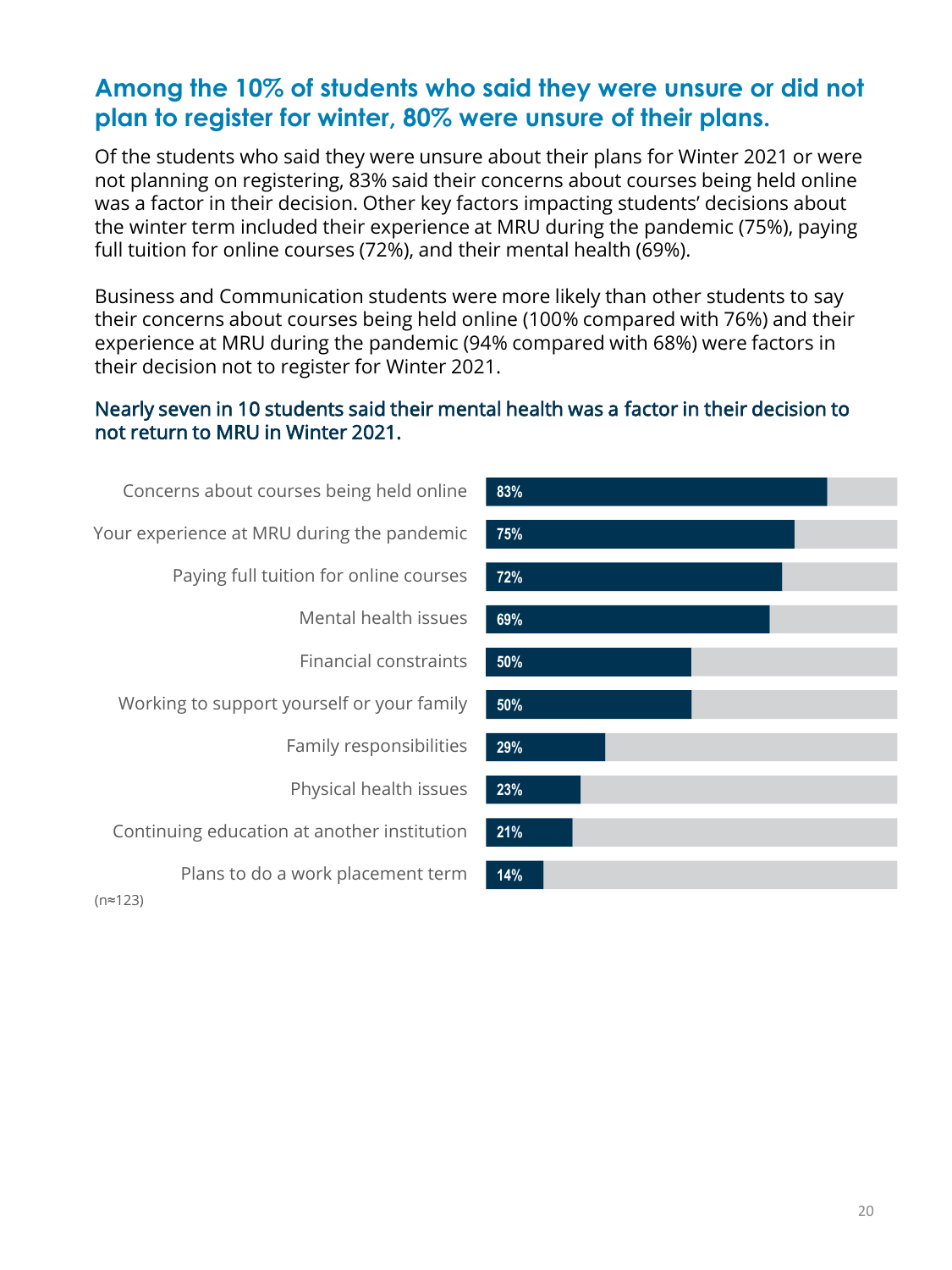## Among the 10% of students who said they were unsure or did not plan to register for winter, 80% were unsure of their plans.

Of the students who said they were unsure about their plans for Winter 2021 or were not planning on registering, 83% said their concerns about courses being held online was a factor in their decision. Other key factors impacting students' decisions about the winter term included their experience at MRU during the pandemic (75%), paying full tuition for online courses (72%), and their mental health (69%).

Business and Communication students were more likely than other students to say their concerns about courses being held online (100% compared with 76%) and their experience at MRU during the pandemic (94% compared with 68%) were factors in their decision not to register for Winter 2021.

### Nearly seven in 10 students said their mental health was a factor in their decision to not return to MRU in Winter 2021.

| Factor | % |
|---|---|
| Concerns about courses being held online | 83% |
| Your experience at MRU during the pandemic | 75% |
| Paying full tuition for online courses | 72% |
| Mental health issues | 69% |
| Financial constraints | 50% |
| Working to support yourself or your family | 50% |
| Family responsibilities | 29% |
| Physical health issues | 23% |
| Continuing education at another institution | 21% |
| Plans to do a work placement term | 14% |

(n≈123)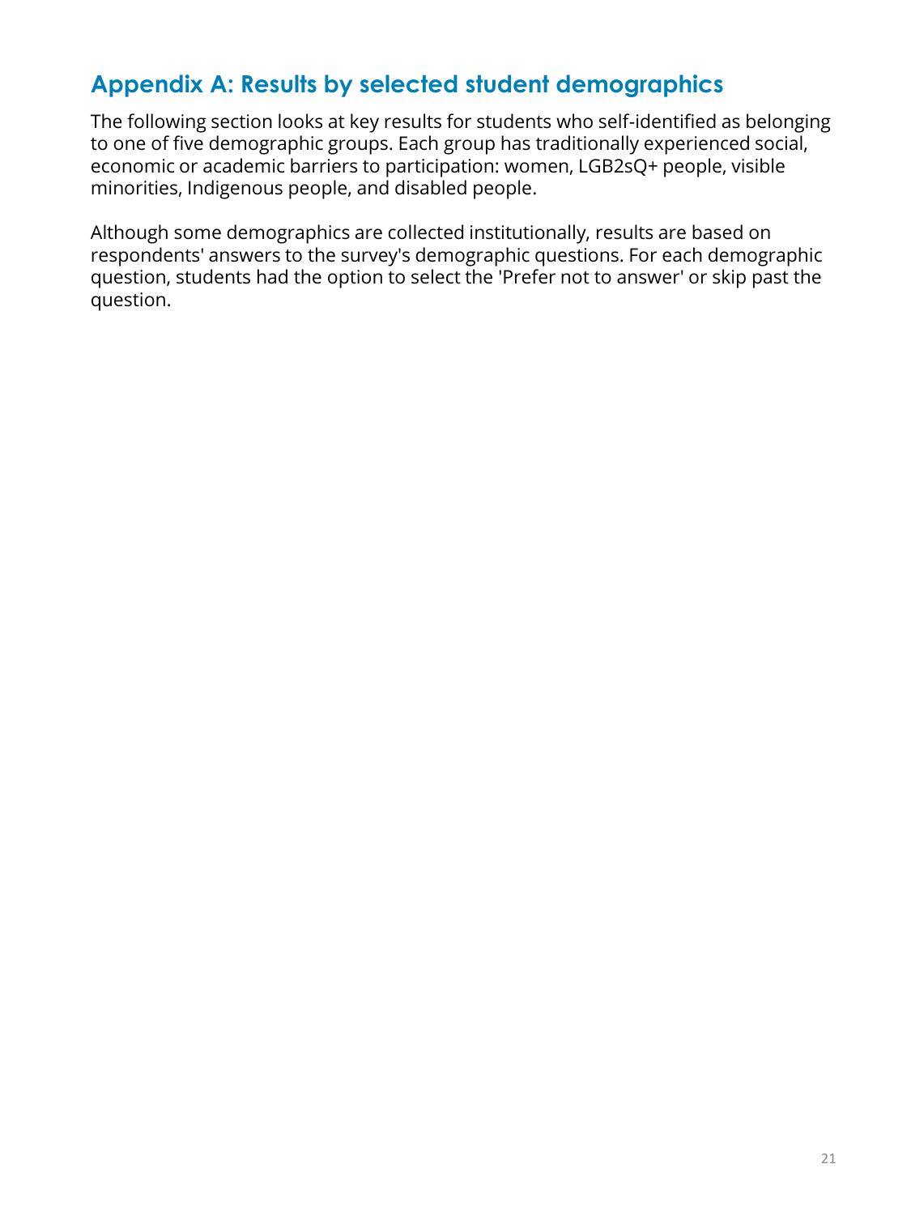## Appendix A: Results by selected student demographics

The following section looks at key results for students who self-identified as belonging to one of five demographic groups. Each group has traditionally experienced social, economic or academic barriers to participation: women, LGB2sQ+ people, visible minorities, Indigenous people, and disabled people.

Although some demographics are collected institutionally, results are based on respondents' answers to the survey's demographic questions. For each demographic question, students had the option to select the 'Prefer not to answer' or skip past the question.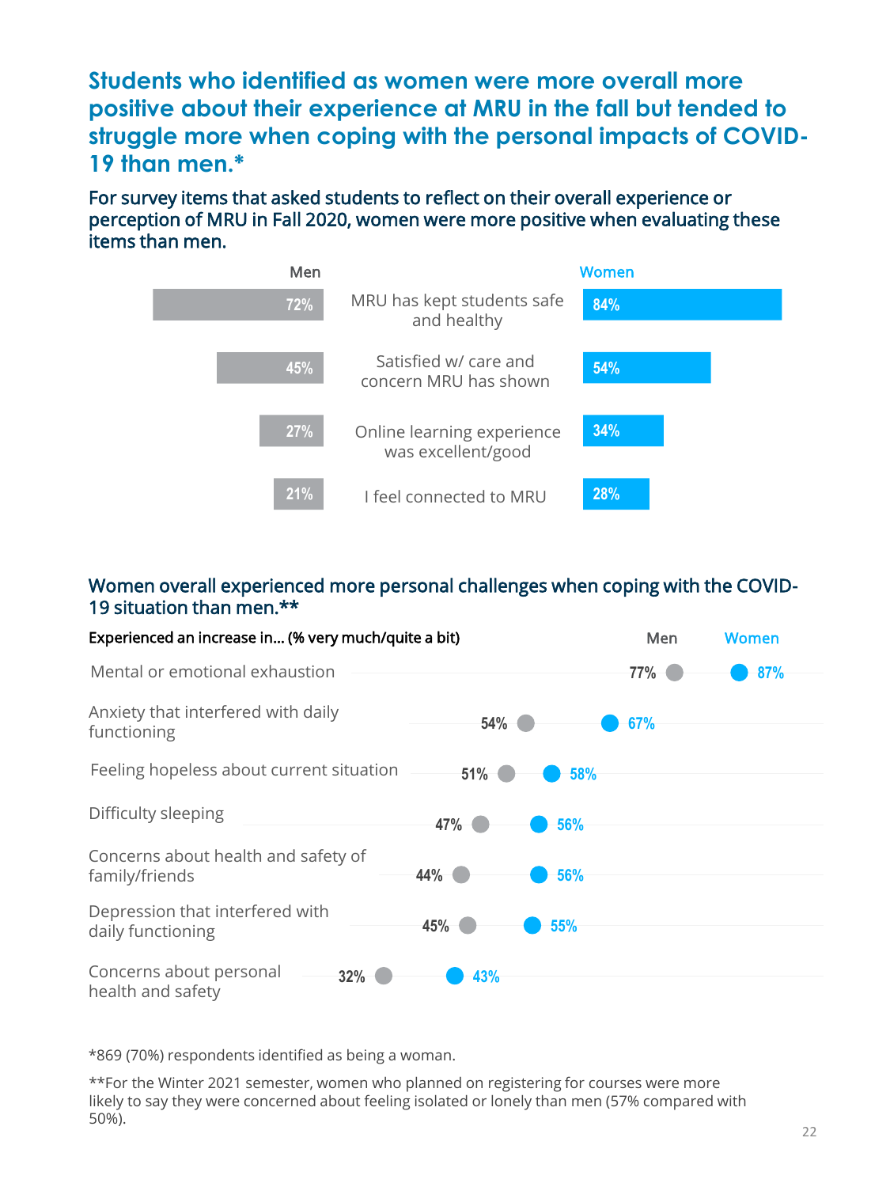## Students who identified as women were more overall more positive about their experience at MRU in the fall but tended to struggle more when coping with the personal impacts of COVID-19 than men.*

### For survey items that asked students to reflect on their overall experience or perception of MRU in Fall 2020, women were more positive when evaluating these items than men.

| Men | | Women |
|---|---|---|
| 72% | MRU has kept students safe and healthy | 84% |
| 45% | Satisfied w/ care and concern MRU has shown | 54% |
| 27% | Online learning experience was excellent/good | 34% |
| 21% | I feel connected to MRU | 28% |

### Women overall experienced more personal challenges when coping with the COVID-19 situation than men.**

| Experienced an increase in... (% very much/quite a bit) | Men | Women |
|---|---|---|
| Mental or emotional exhaustion | 77% | 87% |
| Anxiety that interfered with daily functioning | 54% | 67% |
| Feeling hopeless about current situation | 51% | 58% |
| Difficulty sleeping | 47% | 56% |
| Concerns about health and safety of family/friends | 44% | 56% |
| Depression that interfered with daily functioning | 45% | 55% |
| Concerns about personal health and safety | 32% | 43% |

*869 (70%) respondents identified as being a woman.

**For the Winter 2021 semester, women who planned on registering for courses were more likely to say they were concerned about feeling isolated or lonely than men (57% compared with 50%).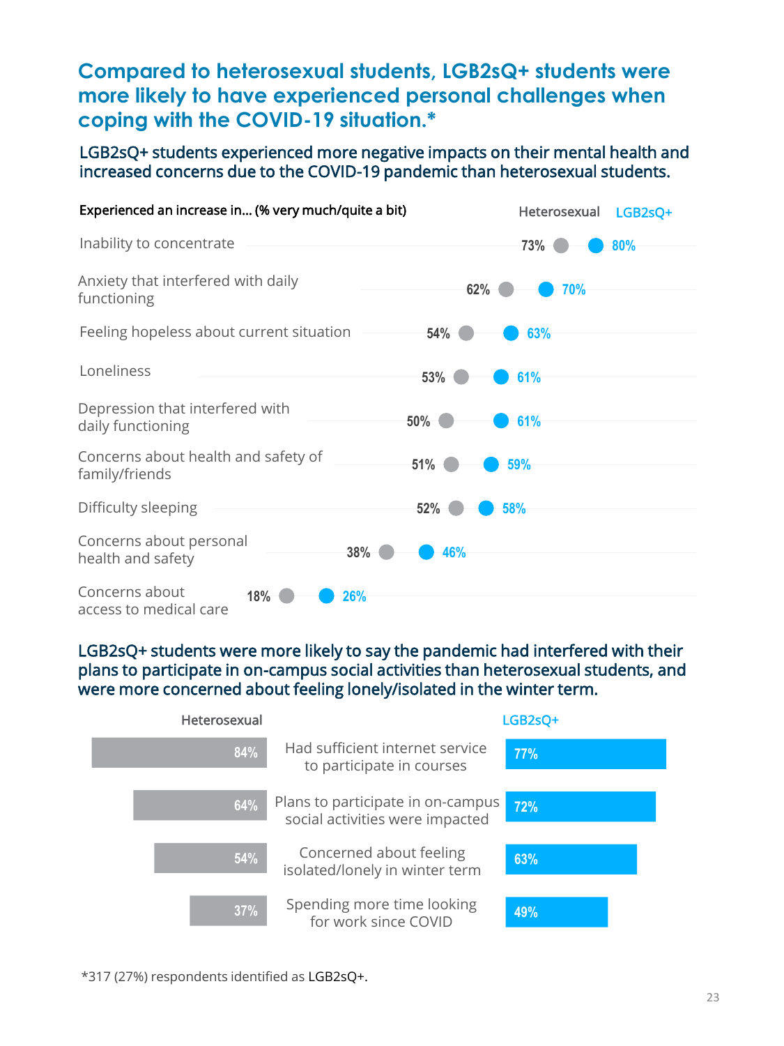# Compared to heterosexual students, LGB2sQ+ students were more likely to have experienced personal challenges when coping with the COVID-19 situation.*

## LGB2sQ+ students experienced more negative impacts on their mental health and increased concerns due to the COVID-19 pandemic than heterosexual students.

| Experienced an increase in... (% very much/quite a bit) | Heterosexual | LGB2sQ+ |
|---|---|---|
| Inability to concentrate | 73% | 80% |
| Anxiety that interfered with daily functioning | 62% | 70% |
| Feeling hopeless about current situation | 54% | 63% |
| Loneliness | 53% | 61% |
| Depression that interfered with daily functioning | 50% | 61% |
| Concerns about health and safety of family/friends | 51% | 59% |
| Difficulty sleeping | 52% | 58% |
| Concerns about personal health and safety | 38% | 46% |
| Concerns about access to medical care | 18% | 26% |

## LGB2sQ+ students were more likely to say the pandemic had interfered with their plans to participate in on-campus social activities than heterosexual students, and were more concerned about feeling lonely/isolated in the winter term.

| | Heterosexual | LGB2sQ+ |
|---|---|---|
| Had sufficient internet service to participate in courses | 84% | 77% |
| Plans to participate in on-campus social activities were impacted | 64% | 72% |
| Concerned about feeling isolated/lonely in winter term | 54% | 63% |
| Spending more time looking for work since COVID | 37% | 49% |

*317 (27%) respondents identified as LGB2sQ+.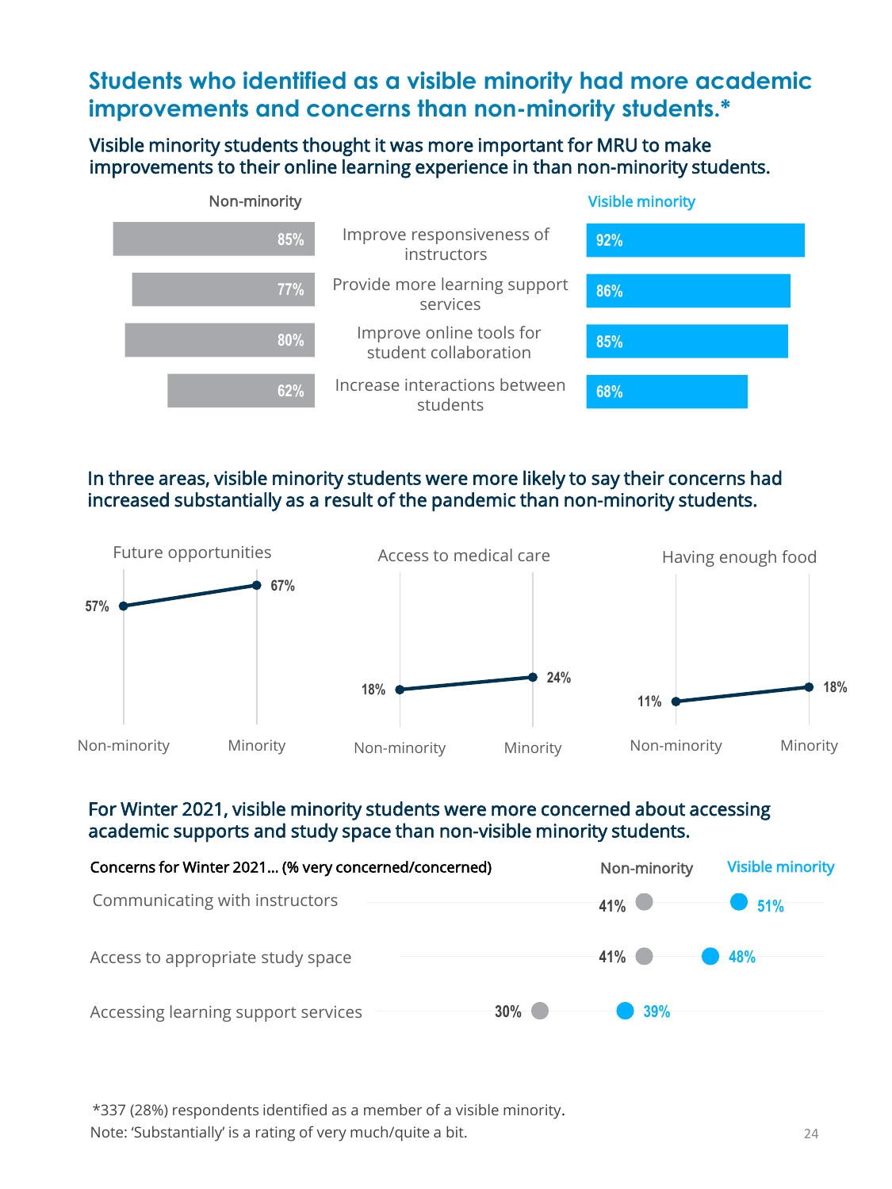# Students who identified as a visible minority had more academic improvements and concerns than non-minority students.*

### Visible minority students thought it was more important for MRU to make improvements to their online learning experience in than non-minority students.

| Non-minority | | Visible minority |
|---|---|---|
| 85% | Improve responsiveness of instructors | 92% |
| 77% | Provide more learning support services | 86% |
| 80% | Improve online tools for student collaboration | 85% |
| 62% | Increase interactions between students | 68% |

### In three areas, visible minority students were more likely to say their concerns had increased substantially as a result of the pandemic than non-minority students.

| | Non-minority | Minority |
|---|---|---|
| Future opportunities | 57% | 67% |
| Access to medical care | 18% | 24% |
| Having enough food | 11% | 18% |

### For Winter 2021, visible minority students were more concerned about accessing academic supports and study space than non-visible minority students.

| Concerns for Winter 2021... (% very concerned/concerned) | Non-minority | Visible minority |
|---|---|---|
| Communicating with instructors | 41% | 51% |
| Access to appropriate study space | 41% | 48% |
| Accessing learning support services | 30% | 39% |

*337 (28%) respondents identified as a member of a visible minority.
Note: 'Substantially' is a rating of very much/quite a bit.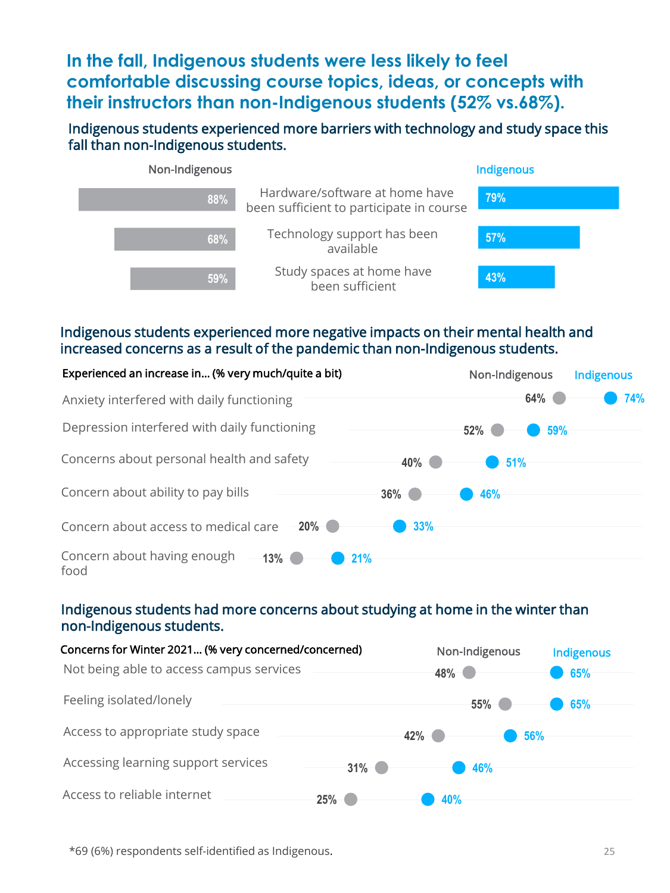# In the fall, Indigenous students were less likely to feel comfortable discussing course topics, ideas, or concepts with their instructors than non-Indigenous students (52% vs.68%).

## Indigenous students experienced more barriers with technology and study space this fall than non-Indigenous students.

| Non-Indigenous | | Indigenous |
|---|---|---|
| 88% | Hardware/software at home have been sufficient to participate in course | 79% |
| 68% | Technology support has been available | 57% |
| 59% | Study spaces at home have been sufficient | 43% |

## Indigenous students experienced more negative impacts on their mental health and increased concerns as a result of the pandemic than non-Indigenous students.

| Experienced an increase in... (% very much/quite a bit) | Non-Indigenous | Indigenous |
|---|---|---|
| Anxiety interfered with daily functioning | 64% | 74% |
| Depression interfered with daily functioning | 52% | 59% |
| Concerns about personal health and safety | 40% | 51% |
| Concern about ability to pay bills | 36% | 46% |
| Concern about access to medical care | 20% | 33% |
| Concern about having enough food | 13% | 21% |

## Indigenous students had more concerns about studying at home in the winter than non-Indigenous students.

| Concerns for Winter 2021... (% very concerned/concerned) | Non-Indigenous | Indigenous |
|---|---|---|
| Not being able to access campus services | 48% | 65% |
| Feeling isolated/lonely | 55% | 65% |
| Access to appropriate study space | 42% | 56% |
| Accessing learning support services | 31% | 46% |
| Access to reliable internet | 25% | 40% |

*69 (6%) respondents self-identified as Indigenous.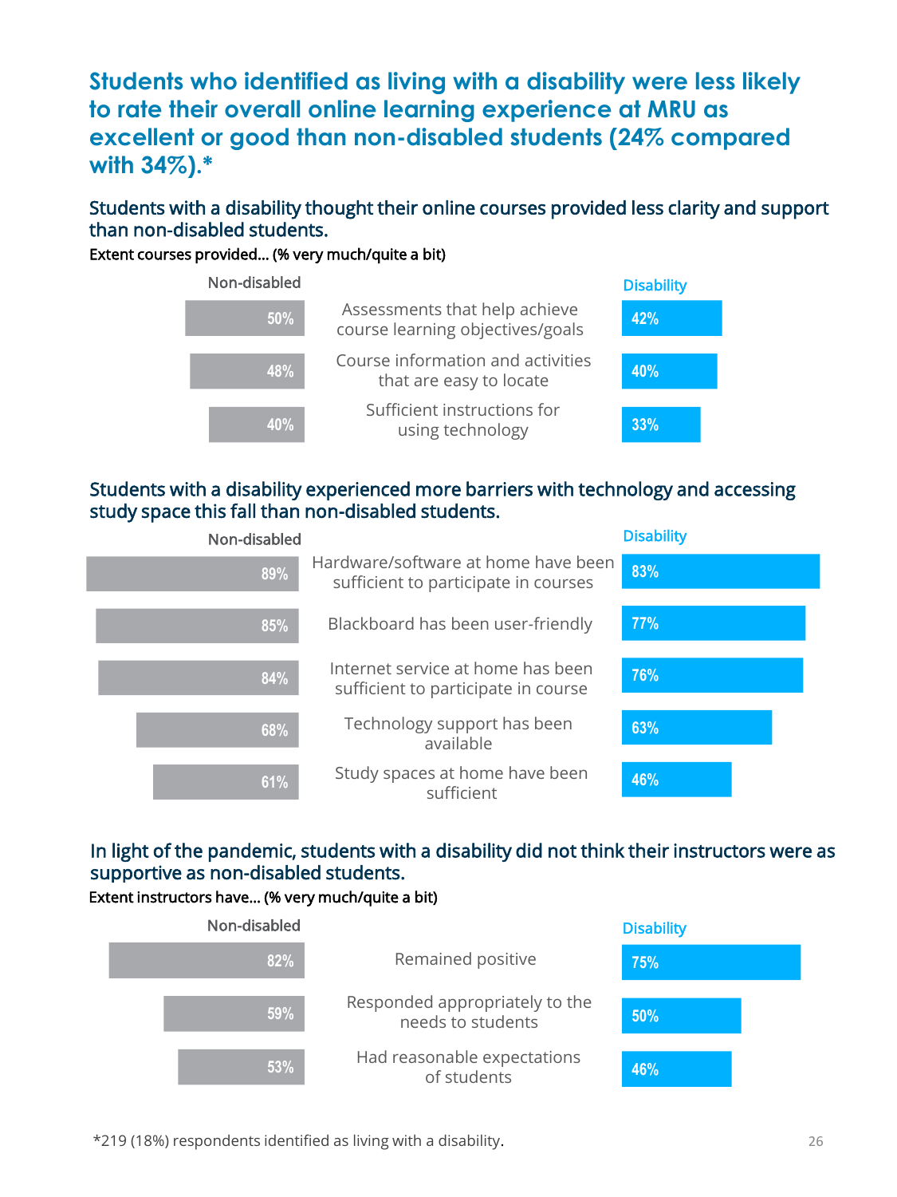# Students who identified as living with a disability were less likely to rate their overall online learning experience at MRU as excellent or good than non-disabled students (24% compared with 34%).*

## Students with a disability thought their online courses provided less clarity and support than non-disabled students.

Extent courses provided... (% very much/quite a bit)

| Non-disabled | | Disability |
|---|---|---|
| 50% | Assessments that help achieve course learning objectives/goals | 42% |
| 48% | Course information and activities that are easy to locate | 40% |
| 40% | Sufficient instructions for using technology | 33% |

## Students with a disability experienced more barriers with technology and accessing study space this fall than non-disabled students.

| Non-disabled | | Disability |
|---|---|---|
| 89% | Hardware/software at home have been sufficient to participate in courses | 83% |
| 85% | Blackboard has been user-friendly | 77% |
| 84% | Internet service at home has been sufficient to participate in course | 76% |
| 68% | Technology support has been available | 63% |
| 61% | Study spaces at home have been sufficient | 46% |

## In light of the pandemic, students with a disability did not think their instructors were as supportive as non-disabled students.

Extent instructors have... (% very much/quite a bit)

| Non-disabled | | Disability |
|---|---|---|
| 82% | Remained positive | 75% |
| 59% | Responded appropriately to the needs to students | 50% |
| 53% | Had reasonable expectations of students | 46% |

*219 (18%) respondents identified as living with a disability.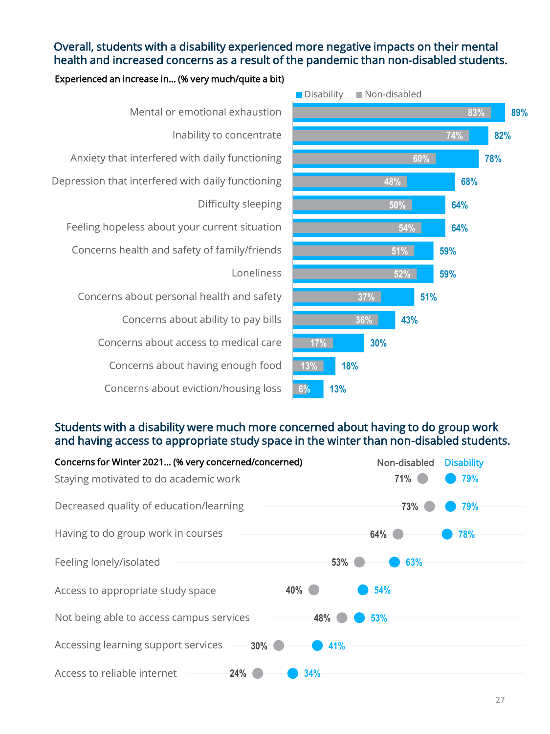## Overall, students with a disability experienced more negative impacts on their mental health and increased concerns as a result of the pandemic than non-disabled students.

Experienced an increase in... (% very much/quite a bit)

Disability
Non-disabled

Mental or emotional exhaustion 83% 89%
Inability to concentrate 74% 82%
Anxiety that interfered with daily functioning 60% 78%
Depression that interfered with daily functioning 48% 68%
Difficulty sleeping 50% 64%
Feeling hopeless about your current situation 54% 64%
Concerns health and safety of family/friends 51% 59%
Loneliness 52% 59%
Concerns about personal health and safety 37% 51%
Concerns about ability to pay bills 36% 43%
Concerns about access to medical care 17% 30%
Concerns about having enough food 13% 18%
Concerns about eviction/housing loss 6% 13%

## Students with a disability were much more concerned about having to do group work and having access to appropriate study space in the winter than non-disabled students.

Concerns for Winter 2021... (% very concerned/concerned)

Non-disabled
Disability

Staying motivated to do academic work 71% 79%
Decreased quality of education/learning 73% 79%
Having to do group work in courses 64% 78%
Feeling lonely/isolated 53% 63%
Access to appropriate study space 40% 54%
Not being able to access campus services 48% 53%
Accessing learning support services 30% 41%
Access to reliable internet 24% 34%